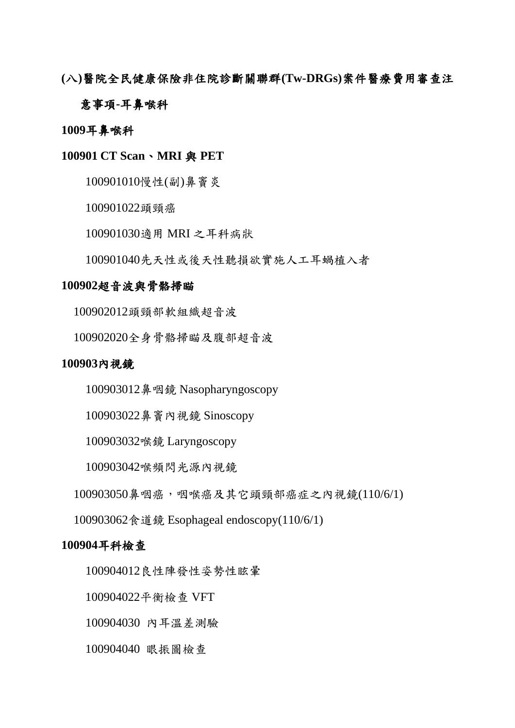# (八)醫院全民健康保險非住院診斷關聯群(Tw-DRGs)案件醫療費用審查注意事項-耳鼻喉科

## 1009耳鼻喉科

### 100901 CT Scan、MRI 與 PET

100901010慢性(副)鼻竇炎

100901022頭頸癌

100901030適用 MRI 之耳科病狀

100901040先天性或後天性聽損欲實施人工耳蝸植入者

### 100902超音波與骨骼掃瞄

100902012頭頸部軟組織超音波

100902020全身骨骼掃瞄及腹部超音波

### 100903內視鏡

100903012鼻咽鏡 Nasopharyngoscopy

100903022鼻竇內視鏡 Sinoscopy

100903032喉鏡 Laryngoscopy

100903042喉頻閃光源內視鏡

100903050鼻咽癌，咽喉癌及其它頭頸部癌症之內視鏡(110/6/1)

100903062食道鏡 Esophageal endoscopy(110/6/1)

### 100904耳科檢查

100904012良性陣發性姿勢性眩暈

100904022平衡檢查 VFT

100904030 內耳溫差測驗

100904040 眼振圖檢查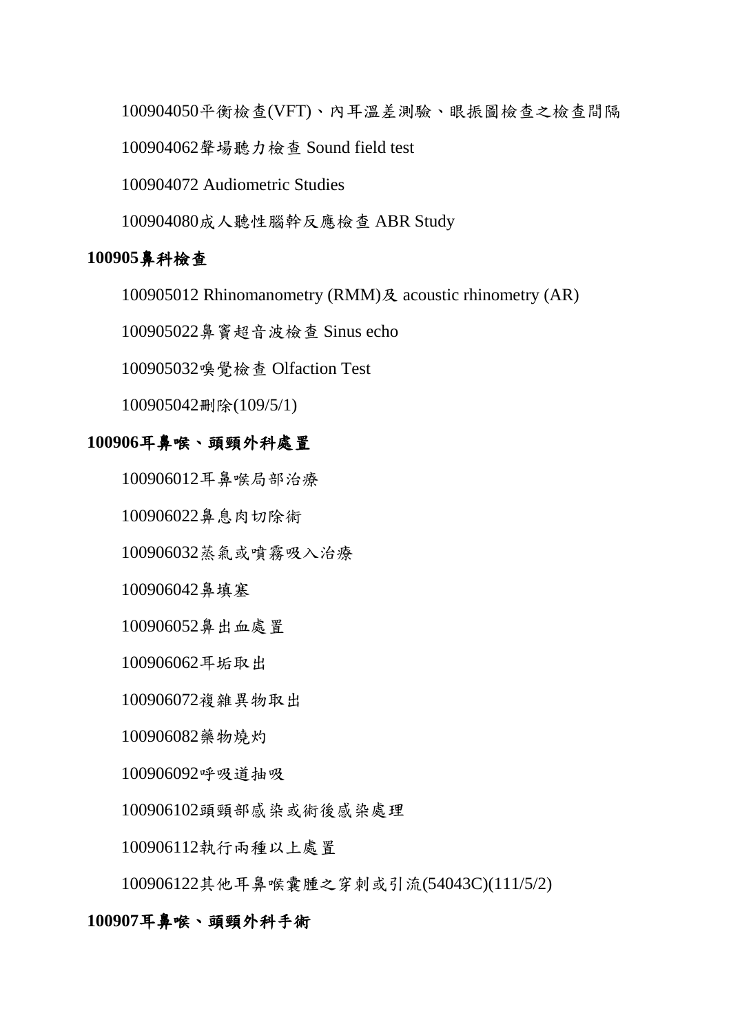100904050平衡檢查(VFT)、內耳溫差測驗、眼振圖檢查之檢查間隔

100904062聲場聽力檢查 Sound field test

100904072 Audiometric Studies

100904080成人聽性腦幹反應檢查 ABR Study

**100905鼻科檢查**

100905012 Rhinomanometry (RMM)及 acoustic rhinometry (AR)

100905022鼻竇超音波檢查 Sinus echo

100905032嗅覺檢查 Olfaction Test

100905042刪除(109/5/1)

**100906耳鼻喉、頭頸外科處置**

100906012耳鼻喉局部治療

100906022鼻息肉切除術

100906032蒸氣或噴霧吸入治療

100906042鼻填塞

100906052鼻出血處置

100906062耳垢取出

100906072複雜異物取出

100906082藥物燒灼

100906092呼吸道抽吸

100906102頭頸部感染或術後感染處理

100906112執行兩種以上處置

100906122其他耳鼻喉囊腫之穿刺或引流(54043C)(111/5/2)

**100907耳鼻喉、頭頸外科手術**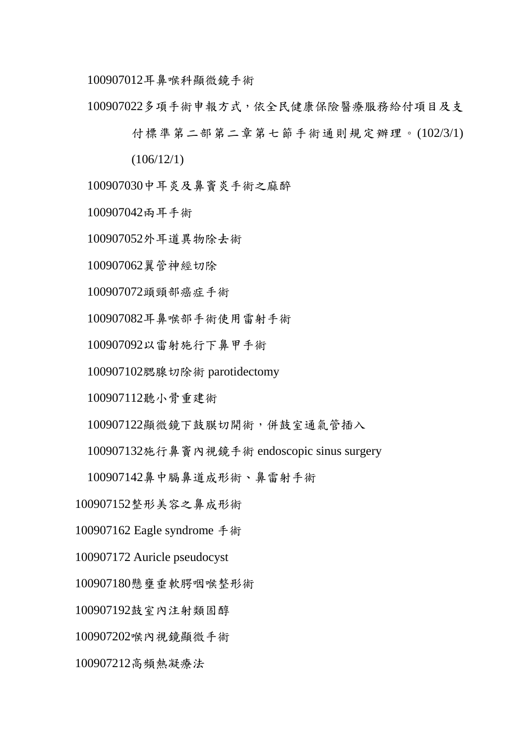100907012耳鼻喉科顯微鏡手術

100907022多項手術申報方式，依全民健康保險醫療服務給付項目及支付標準第二部第二章第七節手術通則規定辦理。(102/3/1)(106/12/1)

100907030中耳炎及鼻竇炎手術之麻醉

100907042兩耳手術

100907052外耳道異物除去術

100907062翼管神經切除

100907072頭頸部癌症手術

100907082耳鼻喉部手術使用雷射手術

100907092以雷射施行下鼻甲手術

100907102腮腺切除術 parotidectomy

100907112聽小骨重建術

100907122顯微鏡下鼓膜切開術，併鼓室通氣管插入

100907132施行鼻竇內視鏡手術 endoscopic sinus surgery

100907142鼻中膈鼻道成形術、鼻雷射手術

100907152整形美容之鼻成形術

100907162 Eagle syndrome 手術

100907172 Auricle pseudocyst

100907180懸雍垂軟腭咽喉整形術

100907192鼓室內注射類固醇

100907202喉內視鏡顯微手術

100907212高頻熱凝療法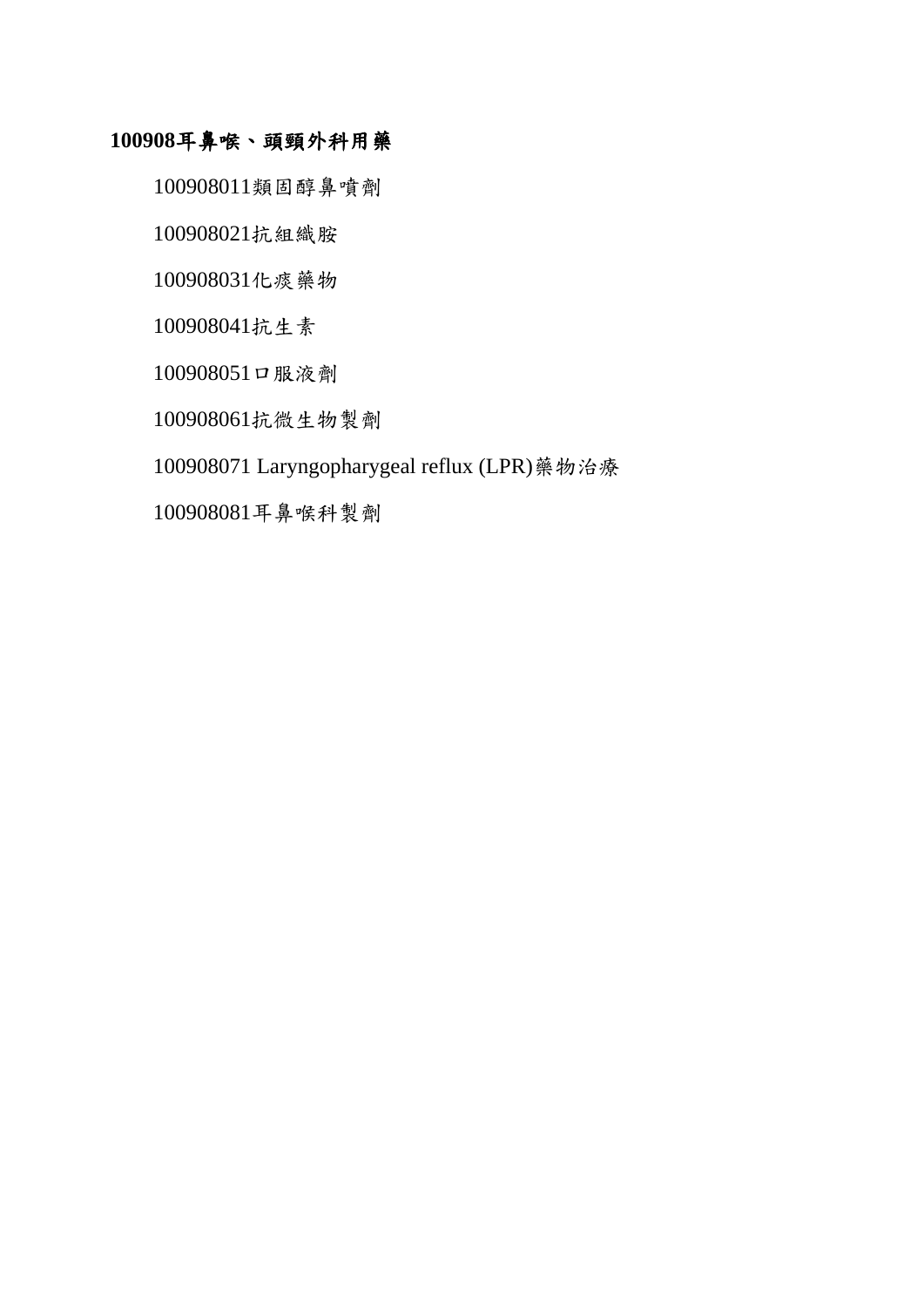**100908耳鼻喉、頭頸外科用藥**

100908011類固醇鼻噴劑

100908021抗組織胺

100908031化痰藥物

100908041抗生素

100908051口服液劑

100908061抗微生物製劑

100908071 Laryngopharygeal reflux (LPR)藥物治療

100908081耳鼻喉科製劑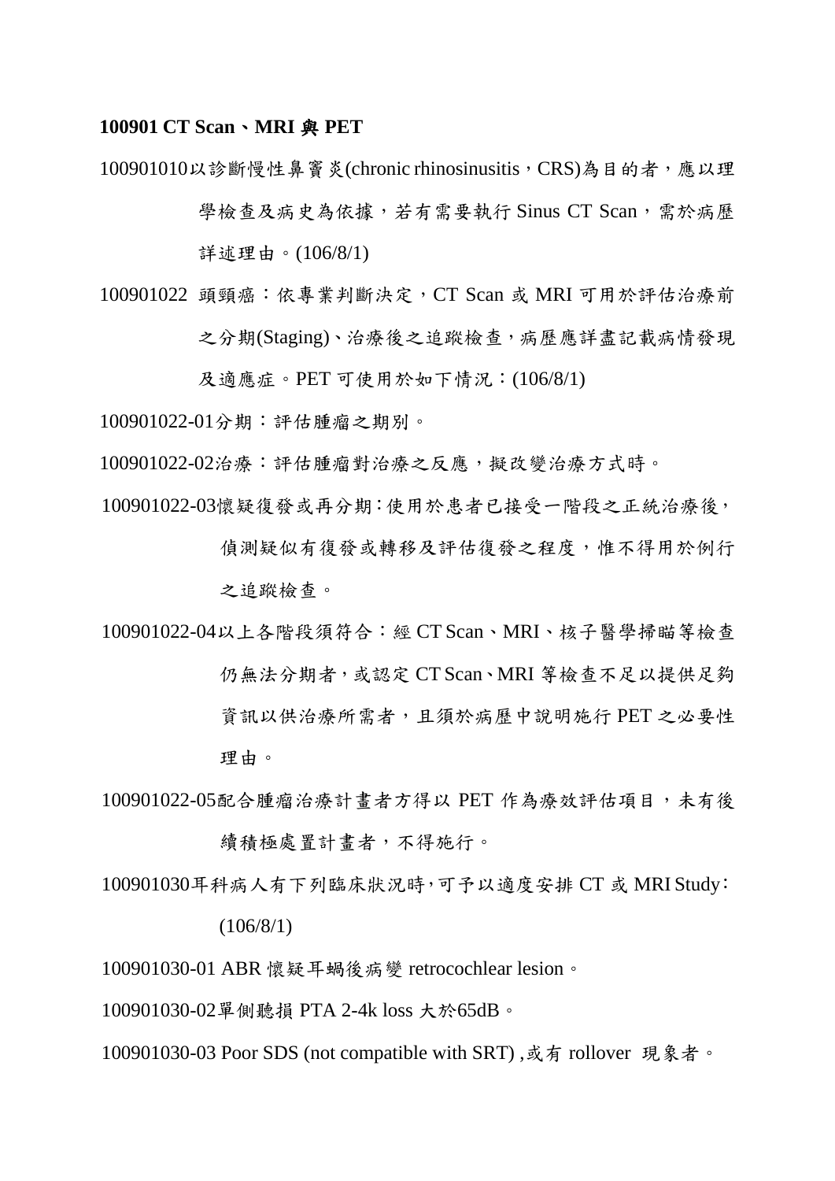**100901 CT Scan、MRI 與 PET**

100901010以診斷慢性鼻竇炎(chronic rhinosinusitis，CRS)為目的者，應以理學檢查及病史為依據，若有需要執行 Sinus CT Scan，需於病歷詳述理由。(106/8/1)

100901022 頭頸癌：依專業判斷決定，CT Scan 或 MRI 可用於評估治療前之分期(Staging)、治療後之追蹤檢查，病歷應詳盡記載病情發現及適應症。PET 可使用於如下情況：(106/8/1)

100901022-01分期：評估腫瘤之期別。

100901022-02治療：評估腫瘤對治療之反應，擬改變治療方式時。

100901022-03懷疑復發或再分期：使用於患者已接受一階段之正統治療後，偵測疑似有復發或轉移及評估復發之程度，惟不得用於例行之追蹤檢查。

100901022-04以上各階段須符合：經 CT Scan、MRI、核子醫學掃瞄等檢查仍無法分期者，或認定 CT Scan、MRI 等檢查不足以提供足夠資訊以供治療所需者，且須於病歷中說明施行 PET 之必要性理由。

100901022-05配合腫瘤治療計畫者方得以 PET 作為療效評估項目，未有後續積極處置計畫者，不得施行。

100901030耳科病人有下列臨床狀況時，可予以適度安排 CT 或 MRI Study：(106/8/1)

100901030-01 ABR 懷疑耳蝸後病變 retrocochlear lesion。

100901030-02單側聽損 PTA 2-4k loss 大於65dB。

100901030-03 Poor SDS (not compatible with SRT) ,或有 rollover 現象者。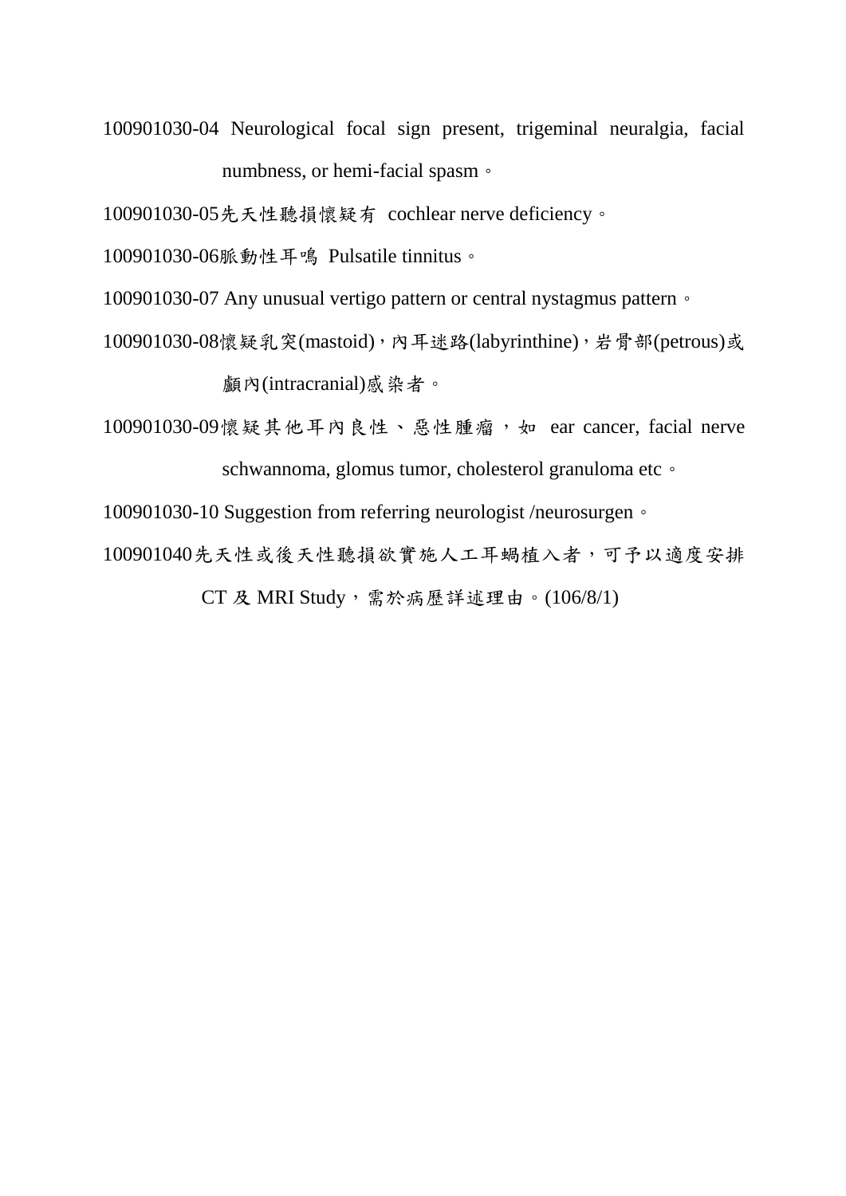100901030-04 Neurological focal sign present, trigeminal neuralgia, facial numbness, or hemi-facial spasm。

100901030-05先天性聽損懷疑有 cochlear nerve deficiency。

100901030-06脈動性耳鳴 Pulsatile tinnitus。

100901030-07 Any unusual vertigo pattern or central nystagmus pattern。

100901030-08懷疑乳突(mastoid)，內耳迷路(labyrinthine)，岩骨部(petrous)或顱內(intracranial)感染者。

100901030-09懷疑其他耳內良性、惡性腫瘤，如 ear cancer, facial nerve schwannoma, glomus tumor, cholesterol granuloma etc。

100901030-10 Suggestion from referring neurologist /neurosurgen。

100901040先天性或後天性聽損欲實施人工耳蝸植入者，可予以適度安排 CT 及 MRI Study，需於病歷詳述理由。(106/8/1)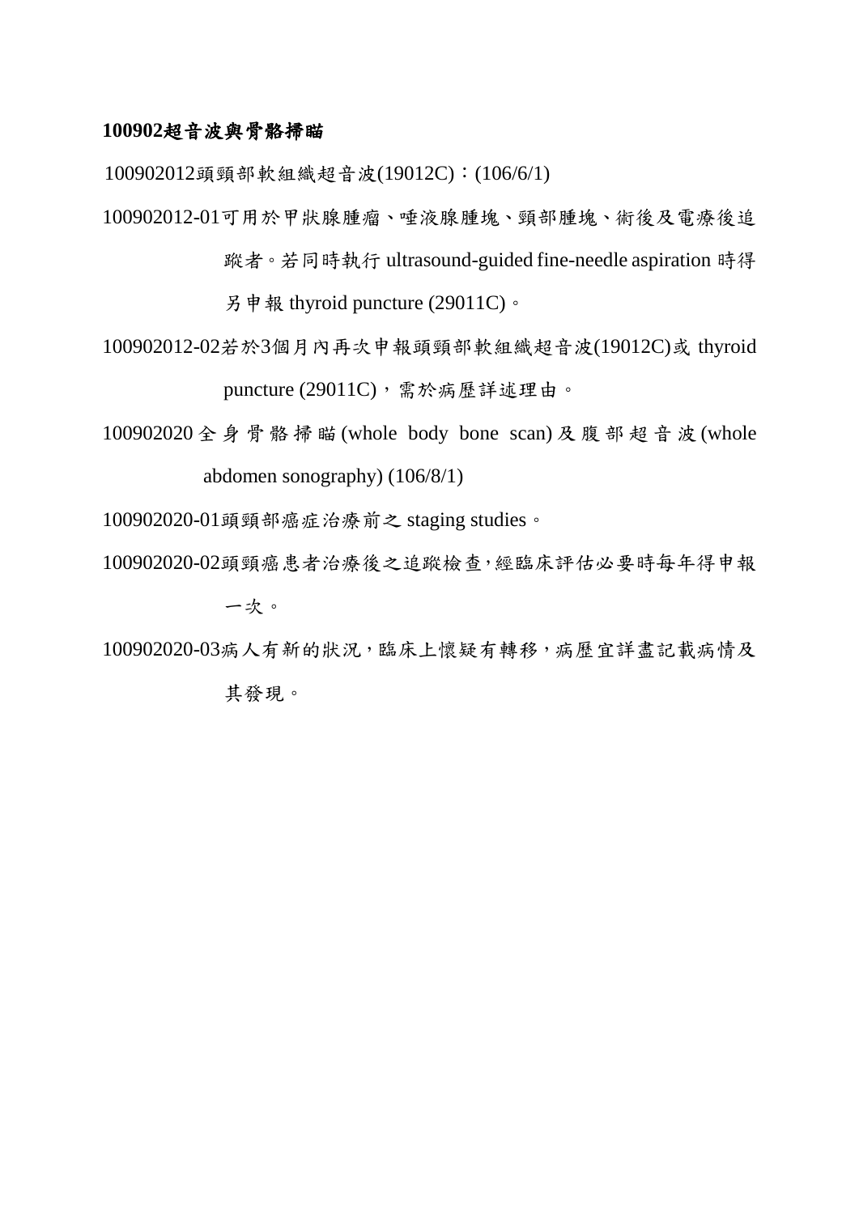**100902超音波與骨骼掃瞄**

100902012頭頸部軟組織超音波(19012C)：(106/6/1)

100902012-01可用於甲狀腺腫瘤、唾液腺腫塊、頸部腫塊、術後及電療後追蹤者。若同時執行 ultrasound-guided fine-needle aspiration 時得另申報 thyroid puncture (29011C)。

100902012-02若於3個月內再次申報頭頸部軟組織超音波(19012C)或 thyroid puncture (29011C)，需於病歷詳述理由。

100902020 全身骨骼掃瞄 (whole body bone scan) 及腹部超音波 (whole abdomen sonography) (106/8/1)

100902020-01頭頸部癌症治療前之 staging studies。

100902020-02頭頸癌患者治療後之追蹤檢查,經臨床評估必要時每年得申報一次。

100902020-03病人有新的狀況，臨床上懷疑有轉移，病歷宜詳盡記載病情及其發現。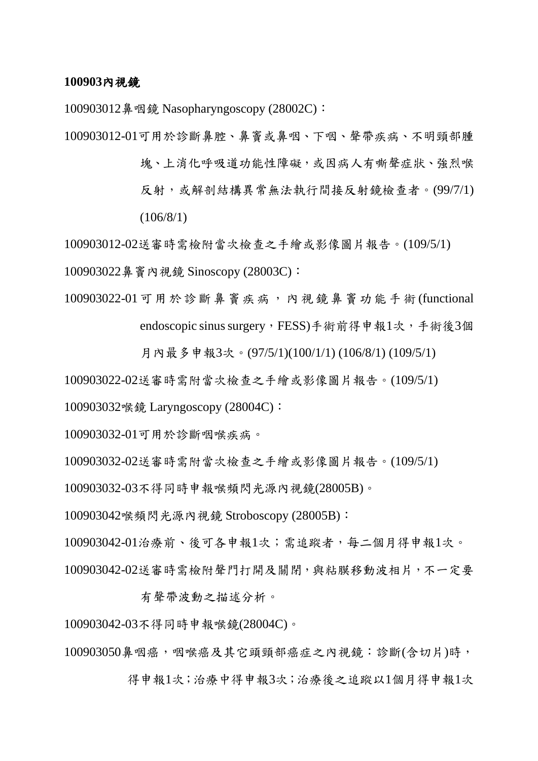**100903內視鏡**

100903012鼻咽鏡 Nasopharyngoscopy (28002C)：

100903012-01可用於診斷鼻腔、鼻竇或鼻咽、下咽、聲帶疾病、不明頸部腫塊、上消化呼吸道功能性障礙，或因病人有嘶聲症狀、強烈喉反射，或解剖結構異常無法執行間接反射鏡檢查者。(99/7/1) (106/8/1)

100903012-02送審時需檢附當次檢查之手繪或影像圖片報告。(109/5/1)

100903022鼻竇內視鏡 Sinoscopy (28003C)：

100903022-01可用於診斷鼻竇疾病，內視鏡鼻竇功能手術(functional endoscopic sinus surgery，FESS)手術前得申報1次，手術後3個月內最多申報3次。(97/5/1)(100/1/1) (106/8/1) (109/5/1)

100903022-02送審時需附當次檢查之手繪或影像圖片報告。(109/5/1)

100903032喉鏡 Laryngoscopy (28004C)：

100903032-01可用於診斷咽喉疾病。

100903032-02送審時需附當次檢查之手繪或影像圖片報告。(109/5/1)

100903032-03不得同時申報喉頻閃光源內視鏡(28005B)。

100903042喉頻閃光源內視鏡 Stroboscopy (28005B)：

100903042-01治療前、後可各申報1次；需追蹤者，每二個月得申報1次。

100903042-02送審時需檢附聲門打開及關閉，與粘膜移動波相片，不一定要有聲帶波動之描述分析。

100903042-03不得同時申報喉鏡(28004C)。

100903050鼻咽癌，咽喉癌及其它頭頸部癌症之內視鏡：診斷(含切片)時，得申報1次；治療中得申報3次；治療後之追蹤以1個月得申報1次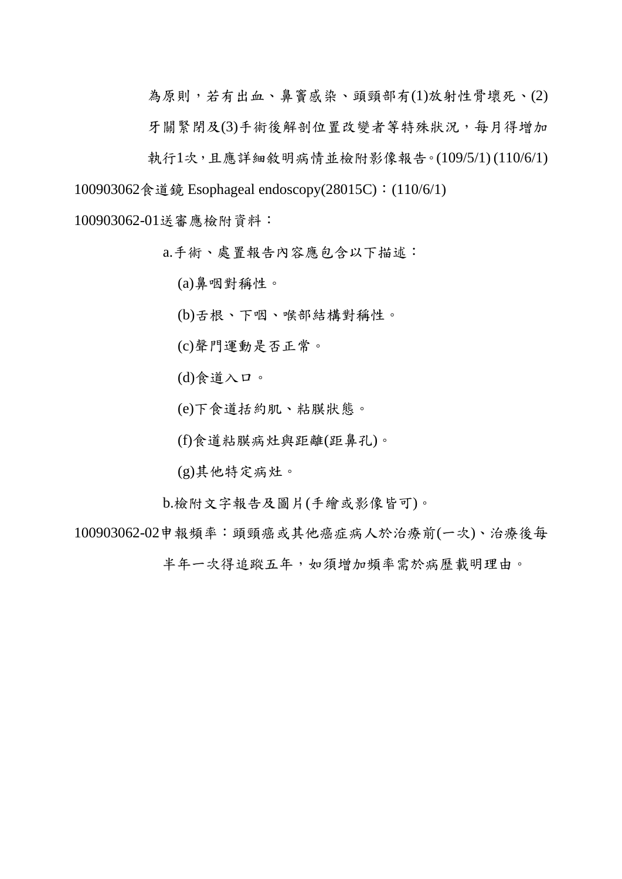為原則，若有出血、鼻竇感染、頭頸部有(1)放射性骨壞死、(2)牙關緊閉及(3)手術後解剖位置改變者等特殊狀況，每月得增加執行1次，且應詳細敘明病情並檢附影像報告。(109/5/1) (110/6/1)

100903062食道鏡 Esophageal endoscopy(28015C)：(110/6/1)

100903062-01送審應檢附資料：

a.手術、處置報告內容應包含以下描述：

(a)鼻咽對稱性。

(b)舌根、下咽、喉部結構對稱性。

(c)聲門運動是否正常。

(d)食道入口。

(e)下食道括約肌、粘膜狀態。

(f)食道粘膜病灶與距離(距鼻孔)。

(g)其他特定病灶。

b.檢附文字報告及圖片(手繪或影像皆可)。

100903062-02申報頻率：頭頸癌或其他癌症病人於治療前(一次)、治療後每半年一次得追蹤五年，如須增加頻率需於病歷載明理由。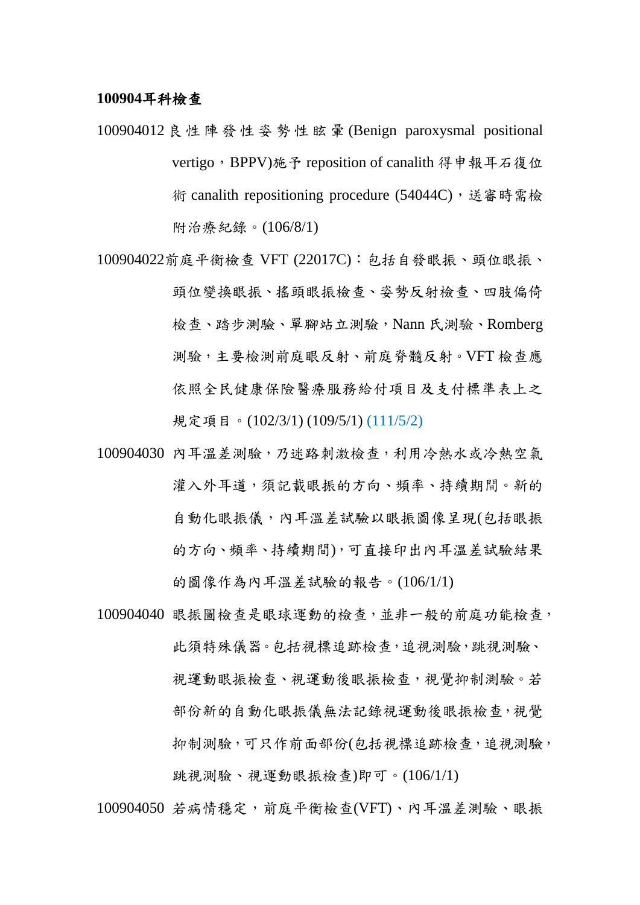**100904耳科檢查**

100904012 良性陣發性姿勢性眩暈(Benign paroxysmal positional vertigo，BPPV)施予 reposition of canalith 得申報耳石復位術 canalith repositioning procedure (54044C)，送審時需檢附治療紀錄。(106/8/1)

100904022前庭平衡檢查 VFT (22017C)：包括自發眼振、頭位眼振、頭位變換眼振、搖頭眼振檢查、姿勢反射檢查、四肢偏倚檢查、踏步測驗、單腳站立測驗，Nann 氏測驗、Romberg 測驗，主要檢測前庭眼反射、前庭脊髓反射。VFT 檢查應依照全民健康保險醫療服務給付項目及支付標準表上之規定項目。(102/3/1) (109/5/1) (111/5/2)

100904030 內耳溫差測驗，乃迷路刺激檢查，利用冷熱水或冷熱空氣灌入外耳道，須記載眼振的方向、頻率、持續期間。新的自動化眼振儀，內耳溫差試驗以眼振圖像呈現(包括眼振的方向、頻率、持續期間)，可直接印出內耳溫差試驗結果的圖像作為內耳溫差試驗的報告。(106/1/1)

100904040 眼振圖檢查是眼球運動的檢查，並非一般的前庭功能檢查，此須特殊儀器。包括視標追跡檢查，追視測驗，跳視測驗、視運動眼振檢查、視運動後眼振檢查，視覺抑制測驗。若部份新的自動化眼振儀無法記錄視運動後眼振檢查，視覺抑制測驗，可只作前面部份(包括視標追跡檢查，追視測驗，跳視測驗、視運動眼振檢查)即可。(106/1/1)

100904050 若病情穩定，前庭平衡檢查(VFT)、內耳溫差測驗、眼振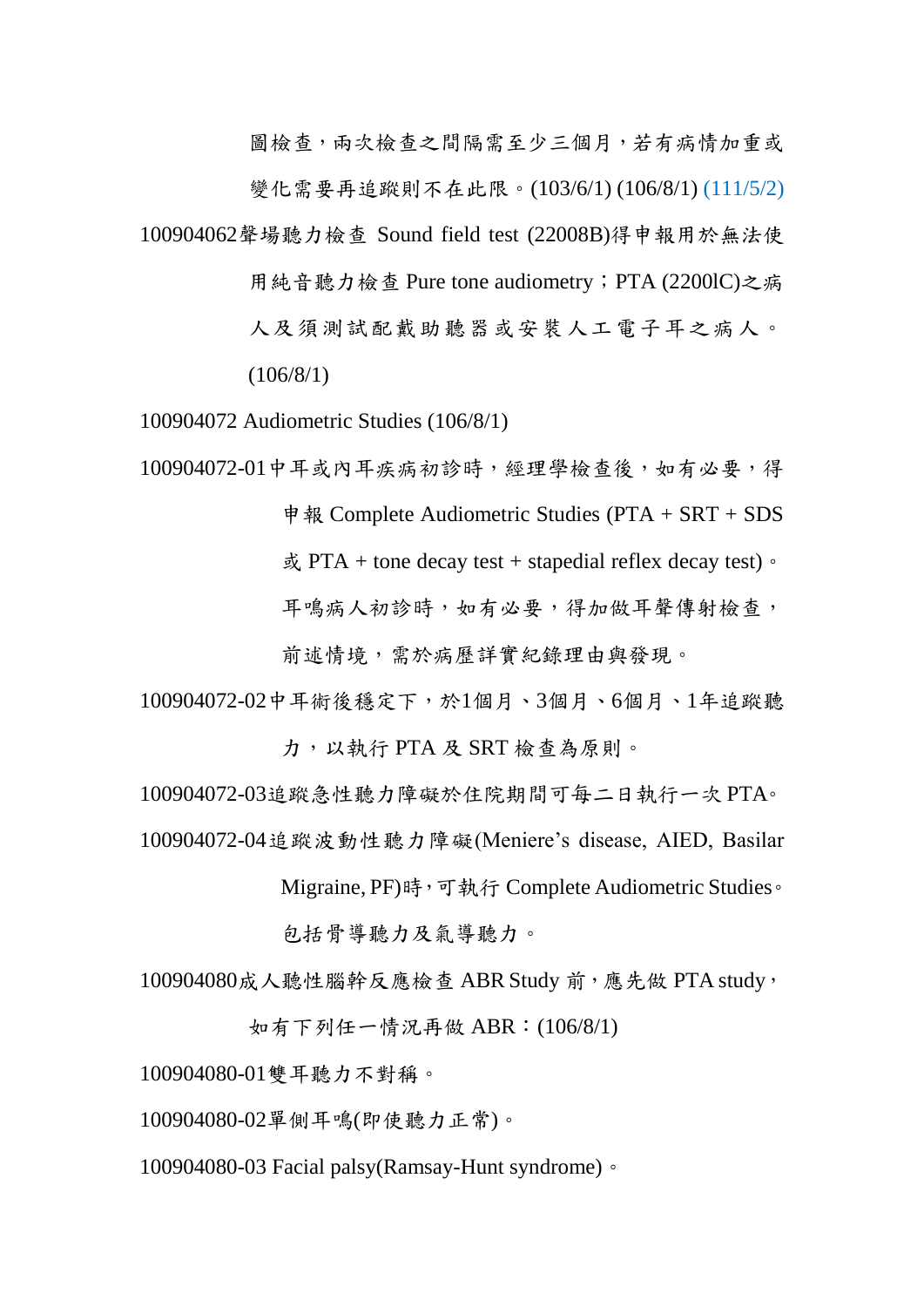圖檢查，兩次檢查之間隔需至少三個月，若有病情加重或變化需要再追蹤則不在此限。(103/6/1) (106/8/1) (111/5/2)

100904062聲場聽力檢查 Sound field test (22008B)得申報用於無法使用純音聽力檢查 Pure tone audiometry；PTA (2200lC)之病人及須測試配戴助聽器或安裝人工電子耳之病人。(106/8/1)

100904072 Audiometric Studies (106/8/1)

100904072-01中耳或內耳疾病初診時，經理學檢查後，如有必要，得申報 Complete Audiometric Studies (PTA + SRT + SDS 或 PTA + tone decay test + stapedial reflex decay test)。耳鳴病人初診時，如有必要，得加做耳聲傳射檢查，前述情境，需於病歷詳實紀錄理由與發現。

100904072-02中耳術後穩定下，於1個月、3個月、6個月、1年追蹤聽力，以執行 PTA 及 SRT 檢查為原則。

100904072-03追蹤急性聽力障礙於住院期間可每二日執行一次 PTA。

100904072-04追蹤波動性聽力障礙(Meniere's disease, AIED, Basilar Migraine, PF)時，可執行 Complete Audiometric Studies。包括骨導聽力及氣導聽力。

100904080成人聽性腦幹反應檢查 ABR Study 前，應先做 PTA study，如有下列任一情況再做 ABR：(106/8/1)

100904080-01雙耳聽力不對稱。

100904080-02單側耳鳴(即使聽力正常)。

100904080-03 Facial palsy(Ramsay-Hunt syndrome)。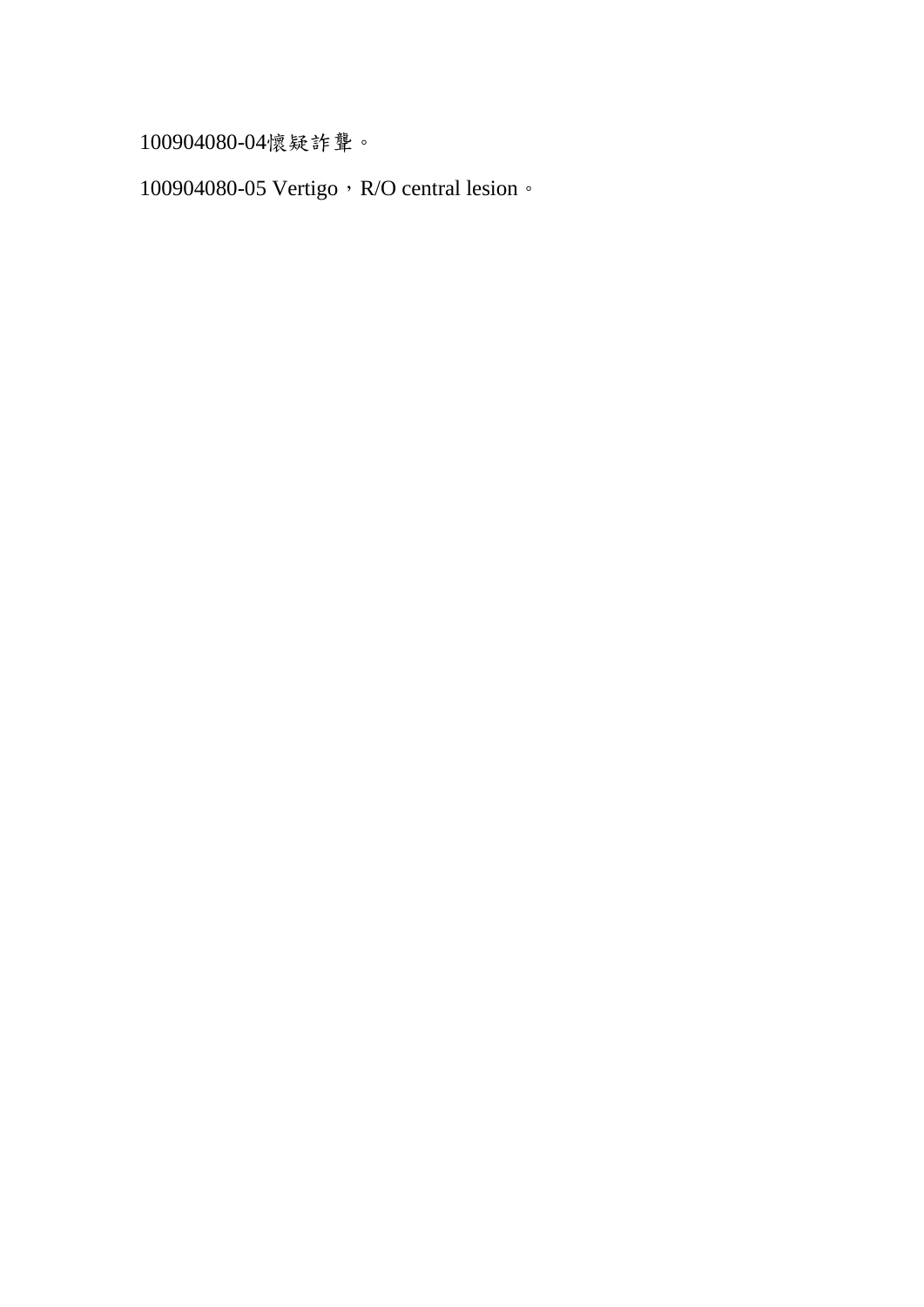100904080-04懷疑詐聾。

100904080-05 Vertigo，R/O central lesion。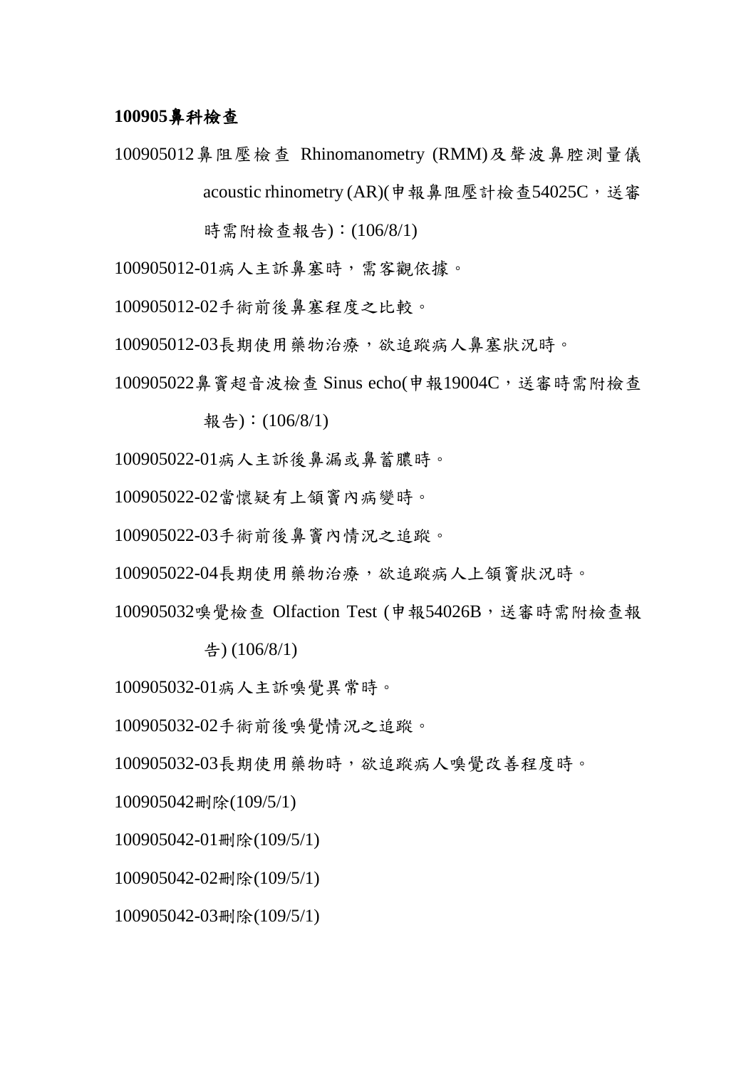**100905鼻科檢查**

100905012鼻阻壓檢查 Rhinomanometry (RMM)及聲波鼻腔測量儀 acoustic rhinometry (AR)(申報鼻阻壓計檢查54025C，送審時需附檢查報告)：(106/8/1)

100905012-01病人主訴鼻塞時，需客觀依據。

100905012-02手術前後鼻塞程度之比較。

100905012-03長期使用藥物治療，欲追蹤病人鼻塞狀況時。

100905022鼻竇超音波檢查 Sinus echo(申報19004C，送審時需附檢查報告)：(106/8/1)

100905022-01病人主訴後鼻漏或鼻蓄膿時。

100905022-02當懷疑有上頜竇內病變時。

100905022-03手術前後鼻竇內情況之追蹤。

100905022-04長期使用藥物治療，欲追蹤病人上頜竇狀況時。

100905032嗅覺檢查 Olfaction Test (申報54026B，送審時需附檢查報告) (106/8/1)

100905032-01病人主訴嗅覺異常時。

100905032-02手術前後嗅覺情況之追蹤。

100905032-03長期使用藥物時，欲追蹤病人嗅覺改善程度時。

100905042刪除(109/5/1)

100905042-01刪除(109/5/1)

100905042-02刪除(109/5/1)

100905042-03刪除(109/5/1)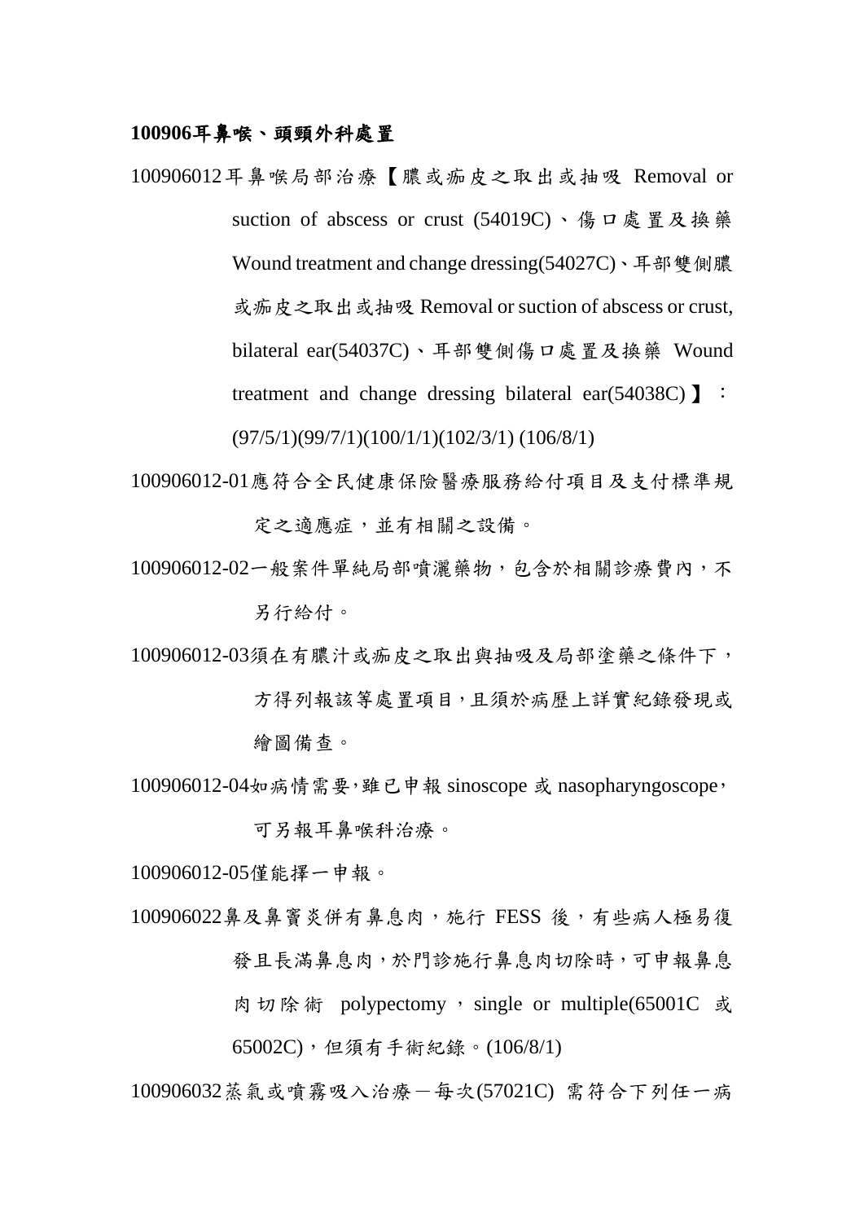**100906耳鼻喉、頭頸外科處置**

100906012耳鼻喉局部治療【膿或痂皮之取出或抽吸 Removal or suction of abscess or crust (54019C)、傷口處置及換藥 Wound treatment and change dressing(54027C)、耳部雙側膿或痂皮之取出或抽吸 Removal or suction of abscess or crust, bilateral ear(54037C)、耳部雙側傷口處置及換藥 Wound treatment and change dressing bilateral ear(54038C)】：(97/5/1)(99/7/1)(100/1/1)(102/3/1) (106/8/1)

100906012-01應符合全民健康保險醫療服務給付項目及支付標準規定之適應症，並有相關之設備。

100906012-02一般案件單純局部噴灑藥物，包含於相關診療費內，不另行給付。

100906012-03須在有膿汁或痂皮之取出與抽吸及局部塗藥之條件下，方得列報該等處置項目，且須於病歷上詳實紀錄發現或繪圖備查。

100906012-04如病情需要，雖已申報 sinoscope 或 nasopharyngoscope，可另報耳鼻喉科治療。

100906012-05僅能擇一申報。

100906022鼻及鼻竇炎併有鼻息肉，施行 FESS 後，有些病人極易復發且長滿鼻息肉，於門診施行鼻息肉切除時，可申報鼻息肉切除術 polypectomy，single or multiple(65001C 或 65002C)，但須有手術紀錄。(106/8/1)

100906032蒸氣或噴霧吸入治療－每次(57021C) 需符合下列任一病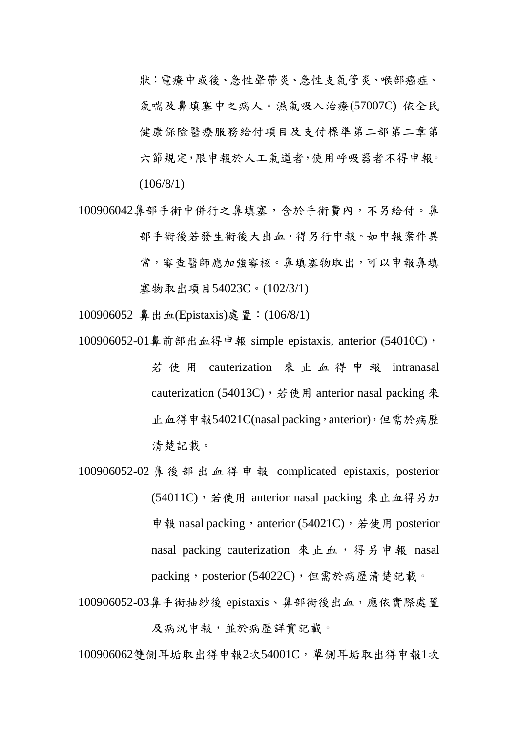狀：電療中或後、急性聲帶炎、急性支氣管炎、喉部癌症、氣喘及鼻填塞中之病人。濕氣吸入治療(57007C) 依全民健康保險醫療服務給付項目及支付標準第二部第二章第六節規定，限申報於人工氣道者，使用呼吸器者不得申報。(106/8/1)

100906042鼻部手術中併行之鼻填塞，含於手術費內，不另給付。鼻部手術後若發生術後大出血，得另行申報。如申報案件異常，審查醫師應加強審核。鼻填塞物取出，可以申報鼻填塞物取出項目54023C。(102/3/1)

100906052 鼻出血(Epistaxis)處置：(106/8/1)

100906052-01鼻前部出血得申報 simple epistaxis, anterior (54010C)，若使用 cauterization 來止血得申報 intranasal cauterization (54013C)，若使用 anterior nasal packing 來止血得申報54021C(nasal packing，anterior)，但需於病歷清楚記載。

100906052-02 鼻後部出血得申報 complicated epistaxis, posterior (54011C)，若使用 anterior nasal packing 來止血得另加申報 nasal packing，anterior (54021C)，若使用 posterior nasal packing cauterization 來止血，得另申報 nasal packing，posterior (54022C)，但需於病歷清楚記載。

100906052-03鼻手術抽紗後 epistaxis、鼻部術後出血，應依實際處置及病況申報，並於病歷詳實記載。

100906062雙側耳垢取出得申報2次54001C，單側耳垢取出得申報1次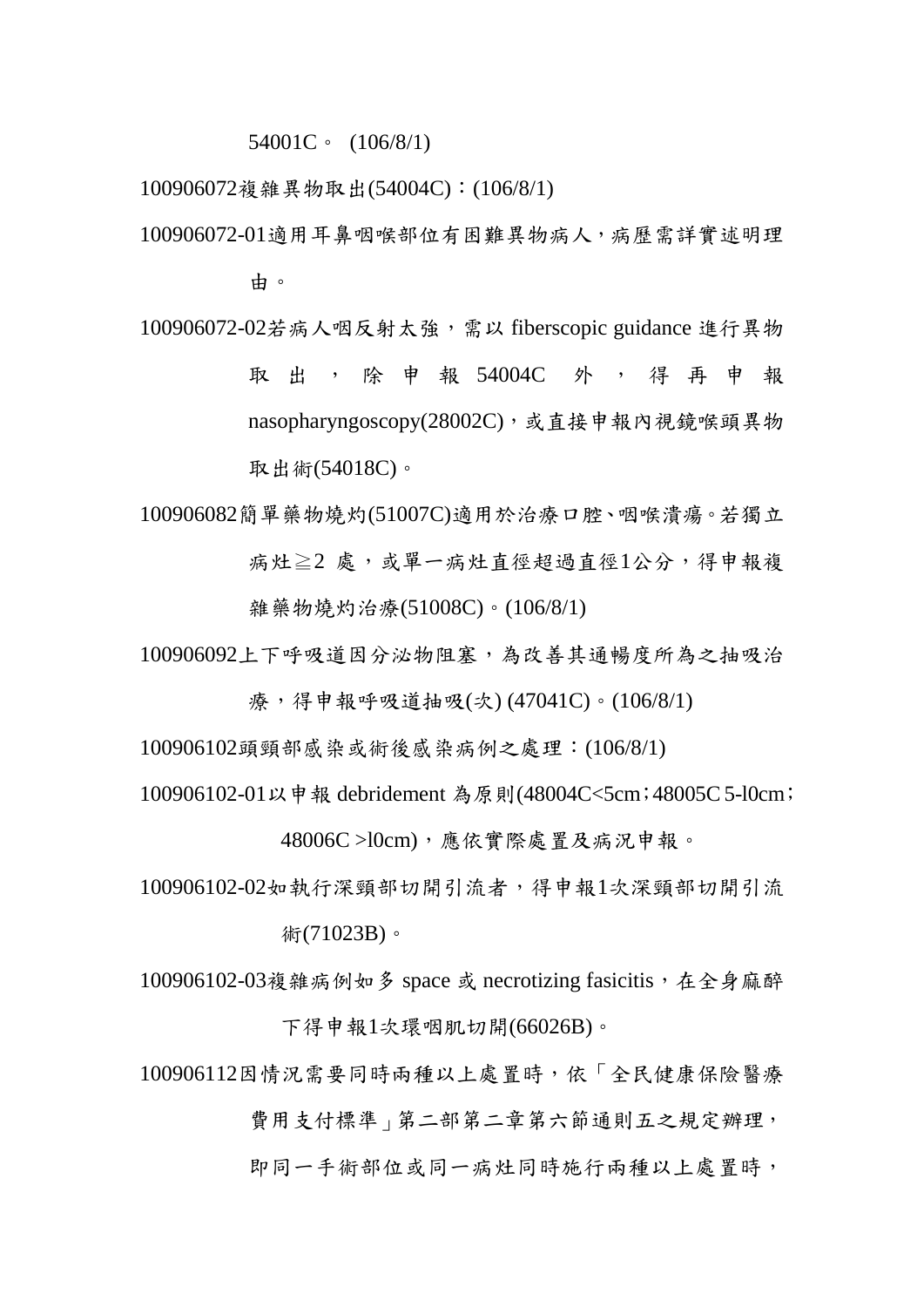54001C。 (106/8/1)

100906072複雜異物取出(54004C)：(106/8/1)

100906072-01適用耳鼻咽喉部位有困難異物病人，病歷需詳實述明理由。

100906072-02若病人咽反射太強，需以 fiberscopic guidance 進行異物取出，除申報 54004C 外，得再申報 nasopharyngoscopy(28002C)，或直接申報內視鏡喉頭異物取出術(54018C)。

100906082簡單藥物燒灼(51007C)適用於治療口腔、咽喉潰瘍。若獨立病灶≧2 處，或單一病灶直徑超過直徑1公分，得申報複雜藥物燒灼治療(51008C)。(106/8/1)

100906092上下呼吸道因分泌物阻塞，為改善其通暢度所為之抽吸治療，得申報呼吸道抽吸(次) (47041C)。(106/8/1)

100906102頭頸部感染或術後感染病例之處理：(106/8/1)

100906102-01以申報 debridement 為原則(48004C<5cm；48005C 5-l0cm；48006C >l0cm)，應依實際處置及病況申報。

100906102-02如執行深頸部切開引流者，得申報1次深頸部切開引流術(71023B)。

100906102-03複雜病例如多 space 或 necrotizing fasicitis，在全身麻醉下得申報1次環咽肌切開(66026B)。

100906112因情況需要同時兩種以上處置時，依「全民健康保險醫療費用支付標準」第二部第二章第六節通則五之規定辦理，即同一手術部位或同一病灶同時施行兩種以上處置時，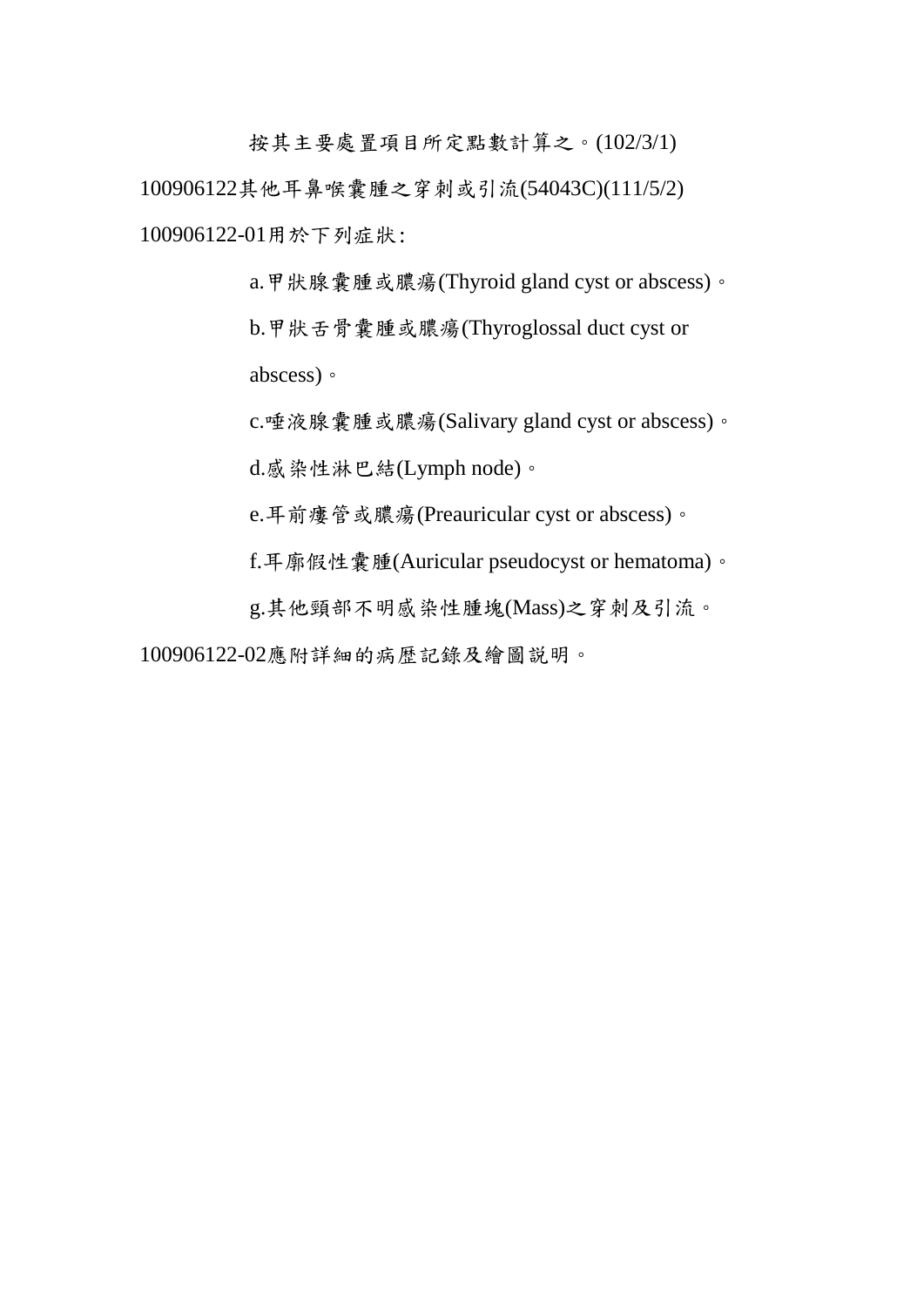按其主要處置項目所定點數計算之。(102/3/1)

100906122其他耳鼻喉囊腫之穿刺或引流(54043C)(111/5/2)

100906122-01用於下列症狀:

a.甲狀腺囊腫或膿瘍(Thyroid gland cyst or abscess)。

b.甲狀舌骨囊腫或膿瘍(Thyroglossal duct cyst or abscess)。

c.唾液腺囊腫或膿瘍(Salivary gland cyst or abscess)。

d.感染性淋巴結(Lymph node)。

e.耳前瘻管或膿瘍(Preauricular cyst or abscess)。

f.耳廓假性囊腫(Auricular pseudocyst or hematoma)。

g.其他頸部不明感染性腫塊(Mass)之穿刺及引流。

100906122-02應附詳細的病歷記錄及繪圖說明。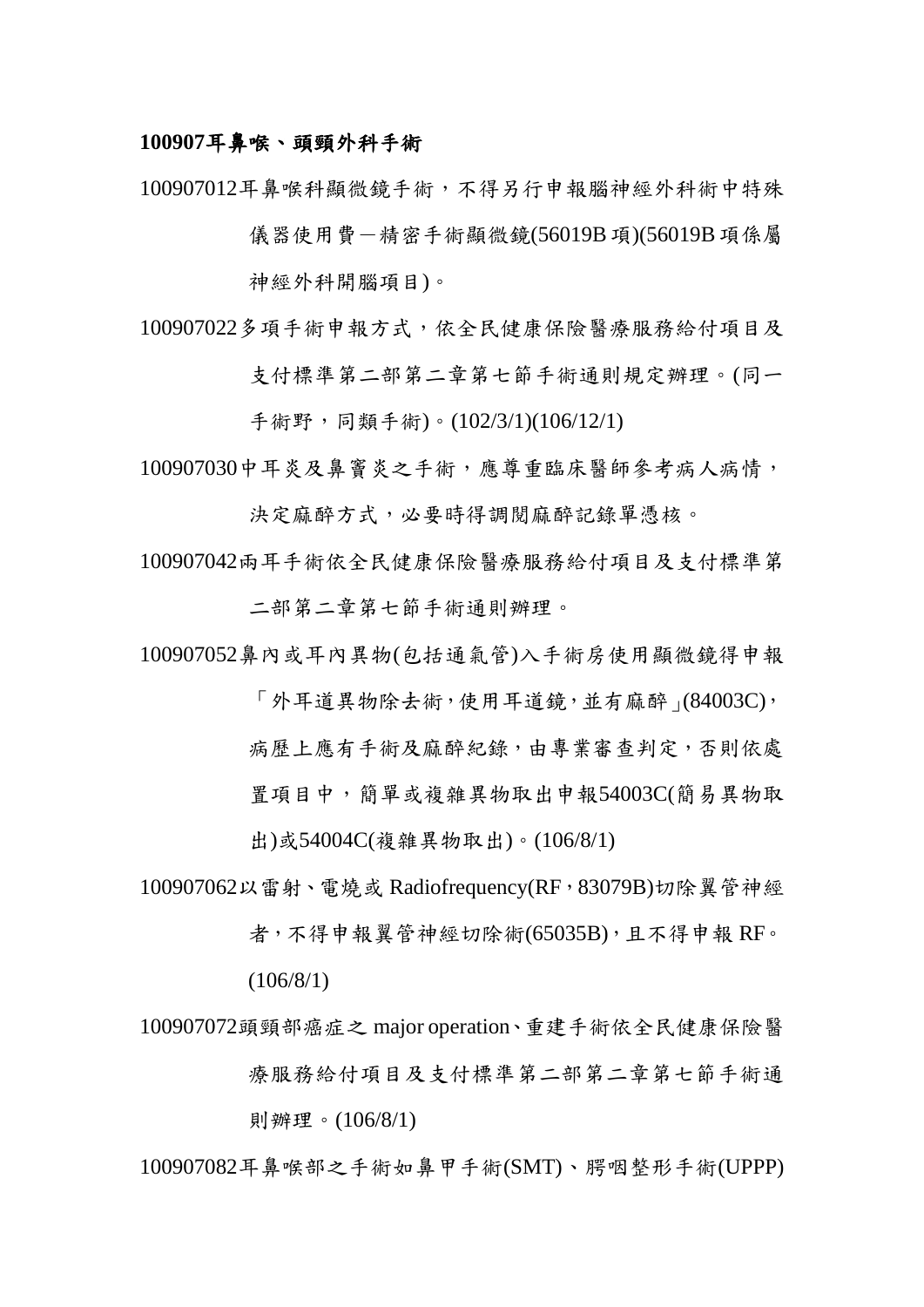**100907耳鼻喉、頭頸外科手術**

100907012耳鼻喉科顯微鏡手術，不得另行申報腦神經外科術中特殊儀器使用費－精密手術顯微鏡(56019B項)(56019B項係屬神經外科開腦項目)。

100907022多項手術申報方式，依全民健康保險醫療服務給付項目及支付標準第二部第二章第七節手術通則規定辦理。(同一手術野，同類手術)。(102/3/1)(106/12/1)

100907030中耳炎及鼻竇炎之手術，應尊重臨床醫師參考病人病情，決定麻醉方式，必要時得調閱麻醉記錄單憑核。

100907042兩耳手術依全民健康保險醫療服務給付項目及支付標準第二部第二章第七節手術通則辦理。

100907052鼻內或耳內異物(包括通氣管)入手術房使用顯微鏡得申報「外耳道異物除去術，使用耳道鏡，並有麻醉」(84003C)，病歷上應有手術及麻醉紀錄，由專業審查判定，否則依處置項目中，簡單或複雜異物取出申報54003C(簡易異物取出)或54004C(複雜異物取出)。(106/8/1)

100907062以雷射、電燒或 Radiofrequency(RF，83079B)切除翼管神經者，不得申報翼管神經切除術(65035B)，且不得申報 RF。(106/8/1)

100907072頭頸部癌症之 major operation、重建手術依全民健康保險醫療服務給付項目及支付標準第二部第二章第七節手術通則辦理。(106/8/1)

100907082耳鼻喉部之手術如鼻甲手術(SMT)、腭咽整形手術(UPPP)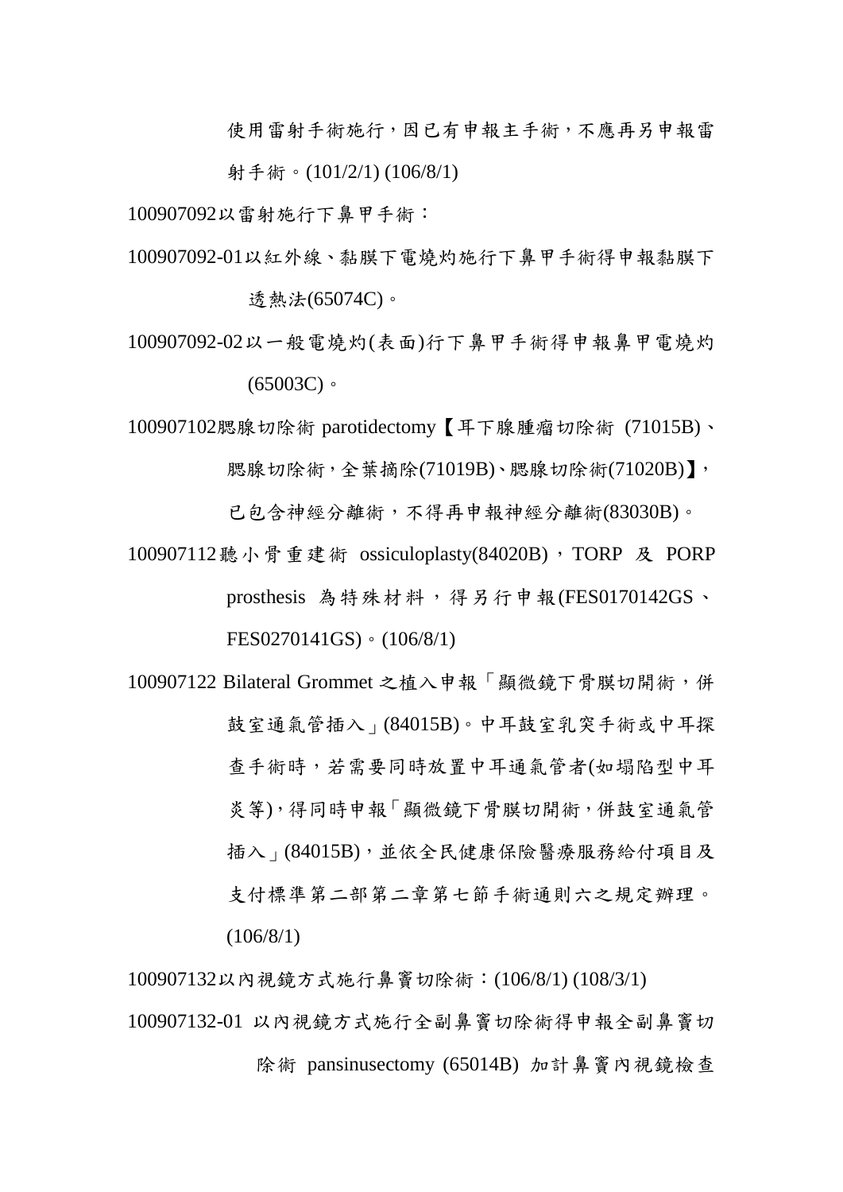使用雷射手術施行，因已有申報主手術，不應再另申報雷射手術。(101/2/1) (106/8/1)

100907092以雷射施行下鼻甲手術：

100907092-01以紅外線、黏膜下電燒灼施行下鼻甲手術得申報黏膜下透熱法(65074C)。

100907092-02以一般電燒灼(表面)行下鼻甲手術得申報鼻甲電燒灼(65003C)。

100907102腮腺切除術 parotidectomy【耳下腺腫瘤切除術 (71015B)、腮腺切除術，全葉摘除(71019B)、腮腺切除術(71020B)】，已包含神經分離術，不得再申報神經分離術(83030B)。

100907112聽小骨重建術 ossiculoplasty(84020B)，TORP 及 PORP prosthesis 為特殊材料，得另行申報(FES0170142GS、FES0270141GS)。(106/8/1)

100907122 Bilateral Grommet 之植入申報「顯微鏡下骨膜切開術，併鼓室通氣管插入」(84015B)。中耳鼓室乳突手術或中耳探查手術時，若需要同時放置中耳通氣管者(如塌陷型中耳炎等)，得同時申報「顯微鏡下骨膜切開術，併鼓室通氣管插入」(84015B)，並依全民健康保險醫療服務給付項目及支付標準第二部第二章第七節手術通則六之規定辦理。(106/8/1)

100907132以內視鏡方式施行鼻竇切除術：(106/8/1) (108/3/1)

100907132-01 以內視鏡方式施行全副鼻竇切除術得申報全副鼻竇切除術 pansinusectomy (65014B) 加計鼻竇內視鏡檢查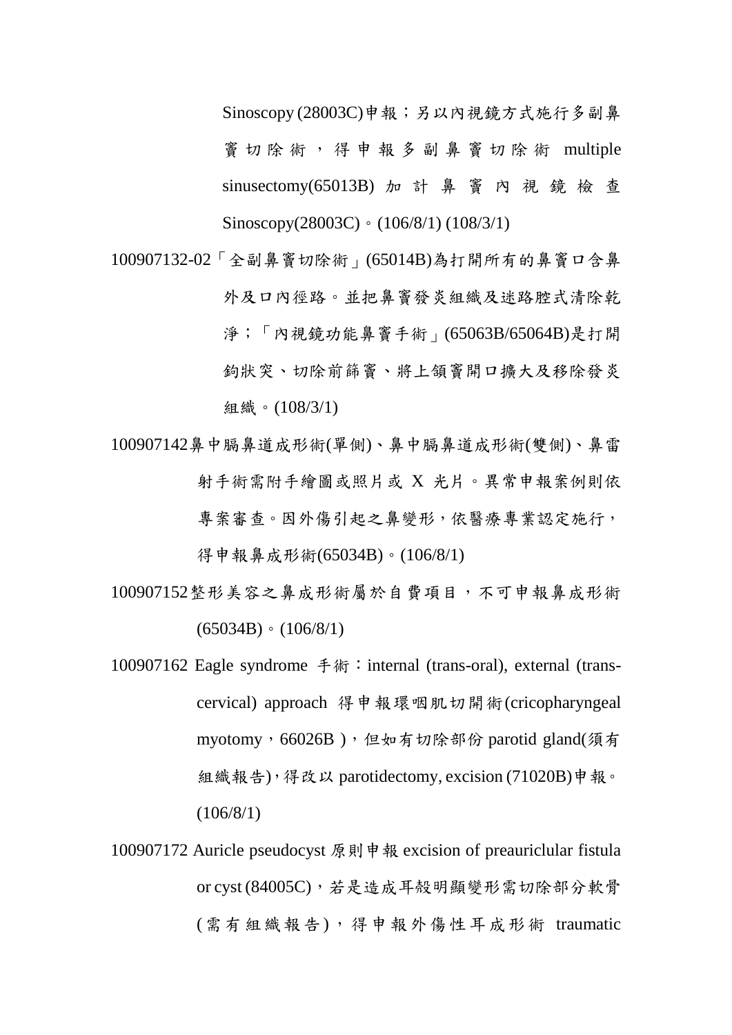Sinoscopy (28003C)申報；另以內視鏡方式施行多副鼻竇切除術，得申報多副鼻竇切除術 multiple sinusectomy(65013B) 加計鼻竇內視鏡檢查 Sinoscopy(28003C)。(106/8/1) (108/3/1)

100907132-02「全副鼻竇切除術」(65014B)為打開所有的鼻竇口含鼻外及口內徑路。並把鼻竇發炎組織及迷路腔式清除乾淨；「內視鏡功能鼻竇手術」(65063B/65064B)是打開鈎狀突、切除前篩竇、將上頜竇開口擴大及移除發炎組織。(108/3/1)

100907142鼻中膈鼻道成形術(單側)、鼻中膈鼻道成形術(雙側)、鼻雷射手術需附手繪圖或照片或 X 光片。異常申報案例則依專案審查。因外傷引起之鼻變形，依醫療專業認定施行，得申報鼻成形術(65034B)。(106/8/1)

100907152整形美容之鼻成形術屬於自費項目，不可申報鼻成形術(65034B)。(106/8/1)

100907162 Eagle syndrome 手術：internal (trans-oral), external (trans-cervical) approach 得申報環咽肌切開術(cricopharyngeal myotomy，66026B )，但如有切除部份 parotid gland(須有組織報告)，得改以 parotidectomy, excision (71020B)申報。(106/8/1)

100907172 Auricle pseudocyst 原則申報 excision of preauriclular fistula or cyst (84005C)，若是造成耳殼明顯變形需切除部分軟骨(需有組織報告)，得申報外傷性耳成形術 traumatic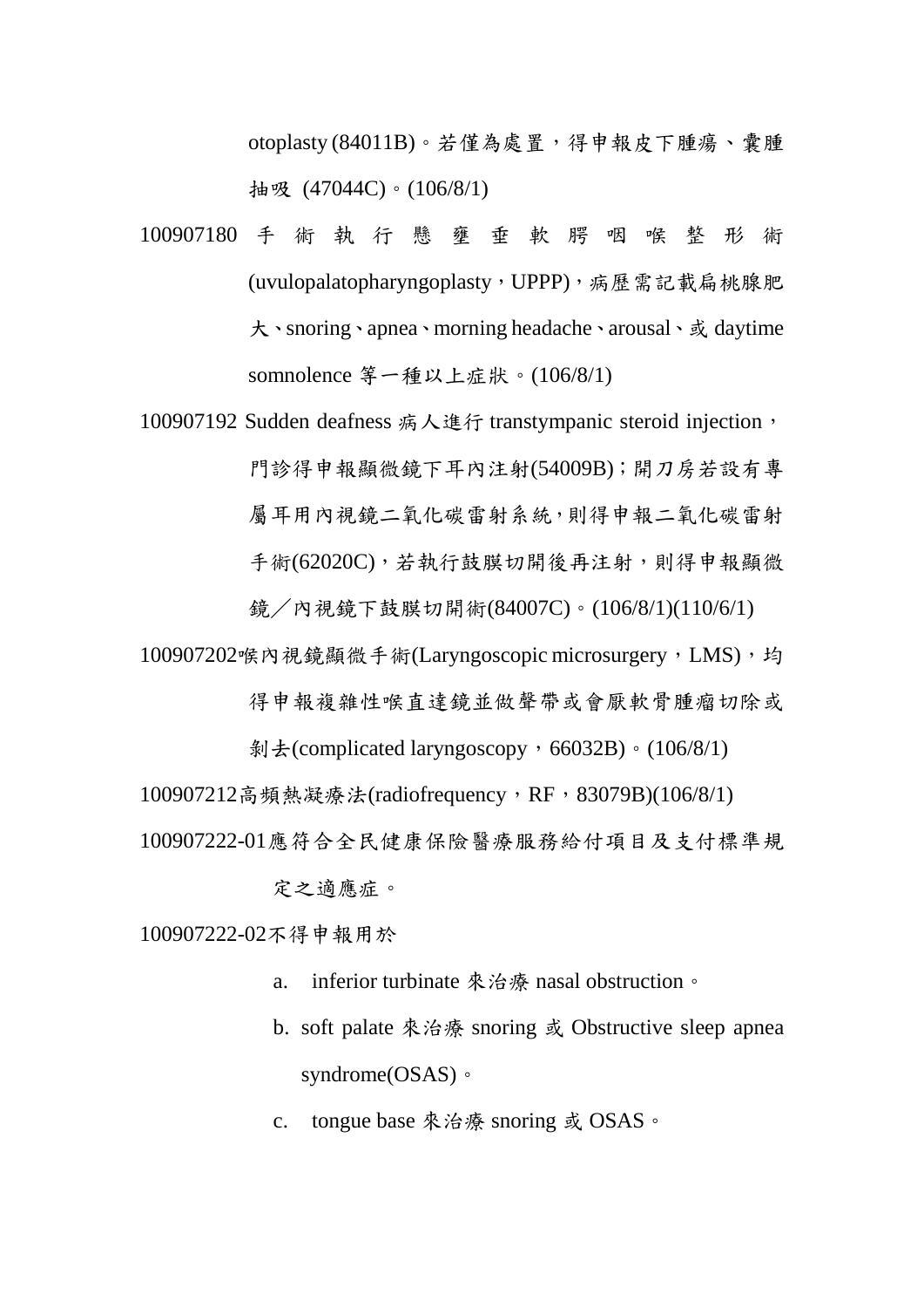otoplasty (84011B)。若僅為處置，得申報皮下腫瘍、囊腫抽吸 (47044C)。(106/8/1)

100907180 手術執行懸壅垂軟腭咽喉整形術(uvulopalatopharyngoplasty，UPPP)，病歷需記載扁桃腺肥大、snoring、apnea、morning headache、arousal、或 daytime somnolence 等一種以上症狀。(106/8/1)

100907192 Sudden deafness 病人進行 transtympanic steroid injection，門診得申報顯微鏡下耳內注射(54009B)；開刀房若設有專屬耳用內視鏡二氧化碳雷射系統，則得申報二氧化碳雷射手術(62020C)，若執行鼓膜切開後再注射，則得申報顯微鏡／內視鏡下鼓膜切開術(84007C)。(106/8/1)(110/6/1)

100907202喉內視鏡顯微手術(Laryngoscopic microsurgery，LMS)，均得申報複雜性喉直達鏡並做聲帶或會厭軟骨腫瘤切除或剝去(complicated laryngoscopy，66032B)。(106/8/1)

100907212高頻熱凝療法(radiofrequency，RF，83079B)(106/8/1)

100907222-01應符合全民健康保險醫療服務給付項目及支付標準規定之適應症。

100907222-02不得申報用於

a. inferior turbinate 來治療 nasal obstruction。

b. soft palate 來治療 snoring 或 Obstructive sleep apnea syndrome(OSAS)。

c. tongue base 來治療 snoring 或 OSAS。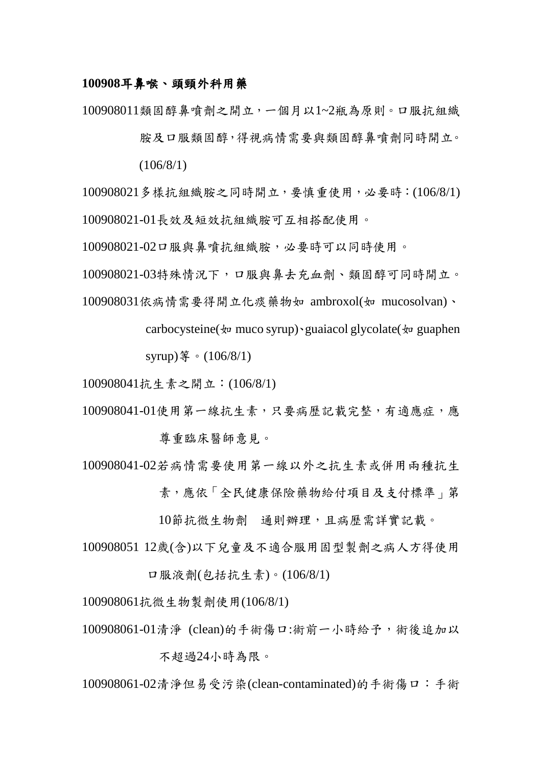**100908耳鼻喉、頭頸外科用藥**

100908011類固醇鼻噴劑之開立，一個月以1~2瓶為原則。口服抗組織胺及口服類固醇,得視病情需要與類固醇鼻噴劑同時開立。(106/8/1)

100908021多樣抗組織胺之同時開立，要慎重使用，必要時：(106/8/1)

100908021-01長效及短效抗組織胺可互相搭配使用。

100908021-02口服與鼻噴抗組織胺，必要時可以同時使用。

100908021-03特殊情況下，口服與鼻去充血劑、類固醇可同時開立。

100908031依病情需要得開立化痰藥物如 ambroxol(如 mucosolvan)、carbocysteine(如 muco syrup)、guaiacol glycolate(如 guaphen syrup)等。(106/8/1)

100908041抗生素之開立：(106/8/1)

100908041-01使用第一線抗生素，只要病歷記載完整，有適應症，應尊重臨床醫師意見。

100908041-02若病情需要使用第一線以外之抗生素或併用兩種抗生素，應依「全民健康保險藥物給付項目及支付標準」第10節抗微生物劑　通則辦理，且病歷需詳實記載。

100908051 12歲(含)以下兒童及不適合服用固型製劑之病人方得使用口服液劑(包括抗生素)。(106/8/1)

100908061抗微生物製劑使用(106/8/1)

100908061-01清淨 (clean)的手術傷口:術前一小時給予，術後追加以不超過24小時為限。

100908061-02清淨但易受污染(clean-contaminated)的手術傷口：手術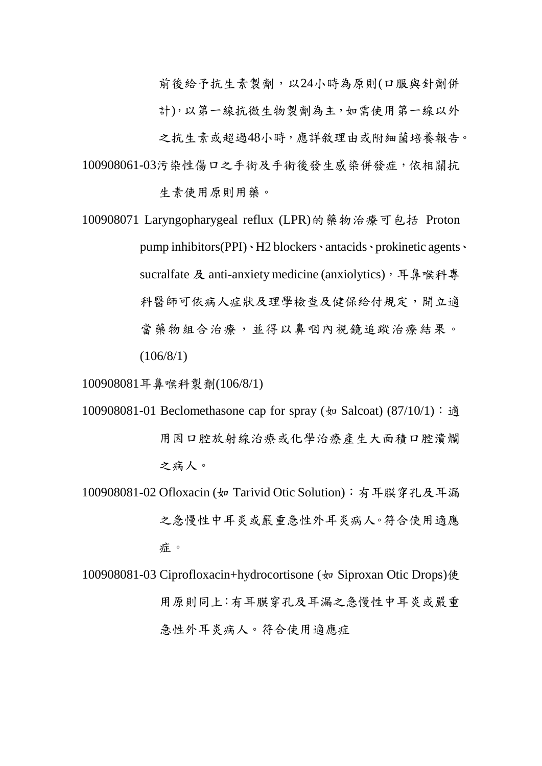前後給予抗生素製劑，以24小時為原則(口服與針劑併計)，以第一線抗微生物製劑為主，如需使用第一線以外之抗生素或超過48小時，應詳敘理由或附細菌培養報告。

100908061-03污染性傷口之手術及手術後發生感染併發症，依相關抗生素使用原則用藥。

100908071 Laryngopharygeal reflux (LPR)的藥物治療可包括 Proton pump inhibitors(PPI)、H2 blockers、antacids、prokinetic agents、sucralfate 及 anti-anxiety medicine (anxiolytics)，耳鼻喉科專科醫師可依病人症狀及理學檢查及健保給付規定，開立適當藥物組合治療，並得以鼻咽內視鏡追蹤治療結果。(106/8/1)

100908081耳鼻喉科製劑(106/8/1)

100908081-01 Beclomethasone cap for spray (如 Salcoat) (87/10/1)：適用因口腔放射線治療或化學治療產生大面積口腔潰爛之病人。

100908081-02 Ofloxacin (如 Tarivid Otic Solution)：有耳膜穿孔及耳漏之急慢性中耳炎或嚴重急性外耳炎病人。符合使用適應症。

100908081-03 Ciprofloxacin+hydrocortisone (如 Siproxan Otic Drops)使用原則同上：有耳膜穿孔及耳漏之急慢性中耳炎或嚴重急性外耳炎病人。符合使用適應症